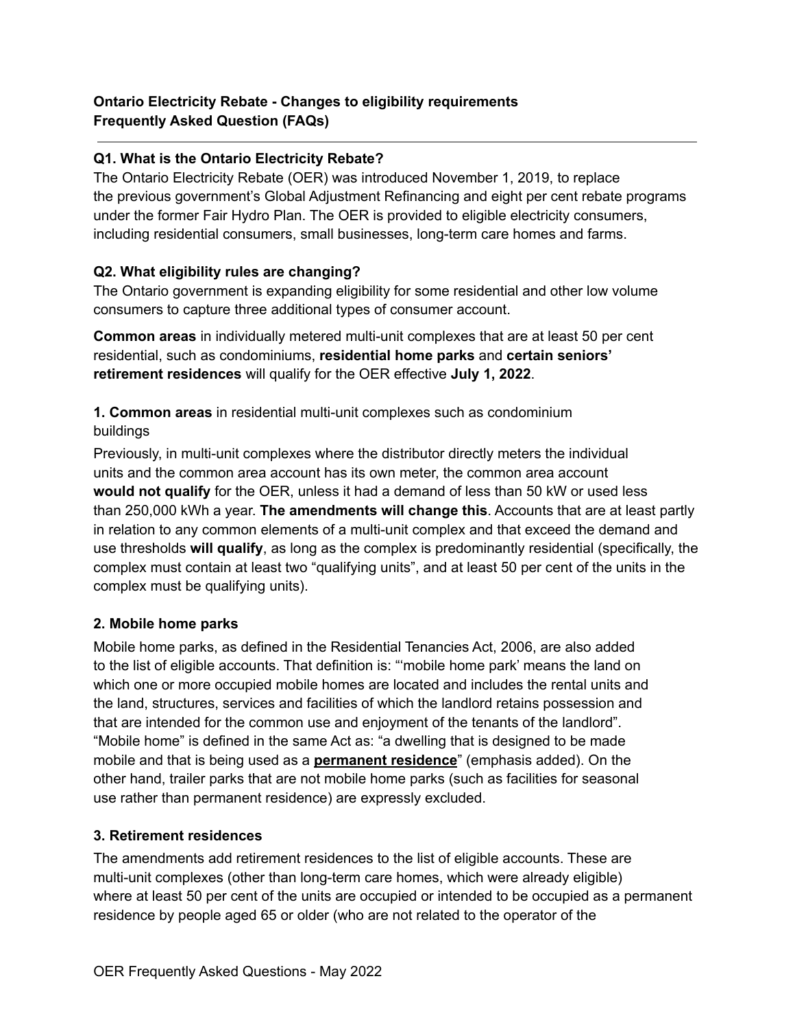**Ontario Electricity Rebate - Changes to eligibility requirements**
**Frequently Asked Question (FAQs)**

---

**Q1. What is the Ontario Electricity Rebate?**

The Ontario Electricity Rebate (OER) was introduced November 1, 2019, to replace the previous government's Global Adjustment Refinancing and eight per cent rebate programs under the former Fair Hydro Plan. The OER is provided to eligible electricity consumers, including residential consumers, small businesses, long-term care homes and farms.

**Q2. What eligibility rules are changing?**

The Ontario government is expanding eligibility for some residential and other low volume consumers to capture three additional types of consumer account.

**Common areas** in individually metered multi-unit complexes that are at least 50 per cent residential, such as condominiums, **residential home parks** and **certain seniors' retirement residences** will qualify for the OER effective **July 1, 2022**.

**1. Common areas** in residential multi-unit complexes such as condominium buildings

Previously, in multi-unit complexes where the distributor directly meters the individual units and the common area account has its own meter, the common area account **would not qualify** for the OER, unless it had a demand of less than 50 kW or used less than 250,000 kWh a year. **The amendments will change this**. Accounts that are at least partly in relation to any common elements of a multi-unit complex and that exceed the demand and use thresholds **will qualify**, as long as the complex is predominantly residential (specifically, the complex must contain at least two "qualifying units", and at least 50 per cent of the units in the complex must be qualifying units).

**2. Mobile home parks**

Mobile home parks, as defined in the Residential Tenancies Act, 2006, are also added to the list of eligible accounts. That definition is: "'mobile home park' means the land on which one or more occupied mobile homes are located and includes the rental units and the land, structures, services and facilities of which the landlord retains possession and that are intended for the common use and enjoyment of the tenants of the landlord". "Mobile home" is defined in the same Act as: "a dwelling that is designed to be made mobile and that is being used as a **permanent residence**" (emphasis added). On the other hand, trailer parks that are not mobile home parks (such as facilities for seasonal use rather than permanent residence) are expressly excluded.

**3. Retirement residences**

The amendments add retirement residences to the list of eligible accounts. These are multi-unit complexes (other than long-term care homes, which were already eligible) where at least 50 per cent of the units are occupied or intended to be occupied as a permanent residence by people aged 65 or older (who are not related to the operator of the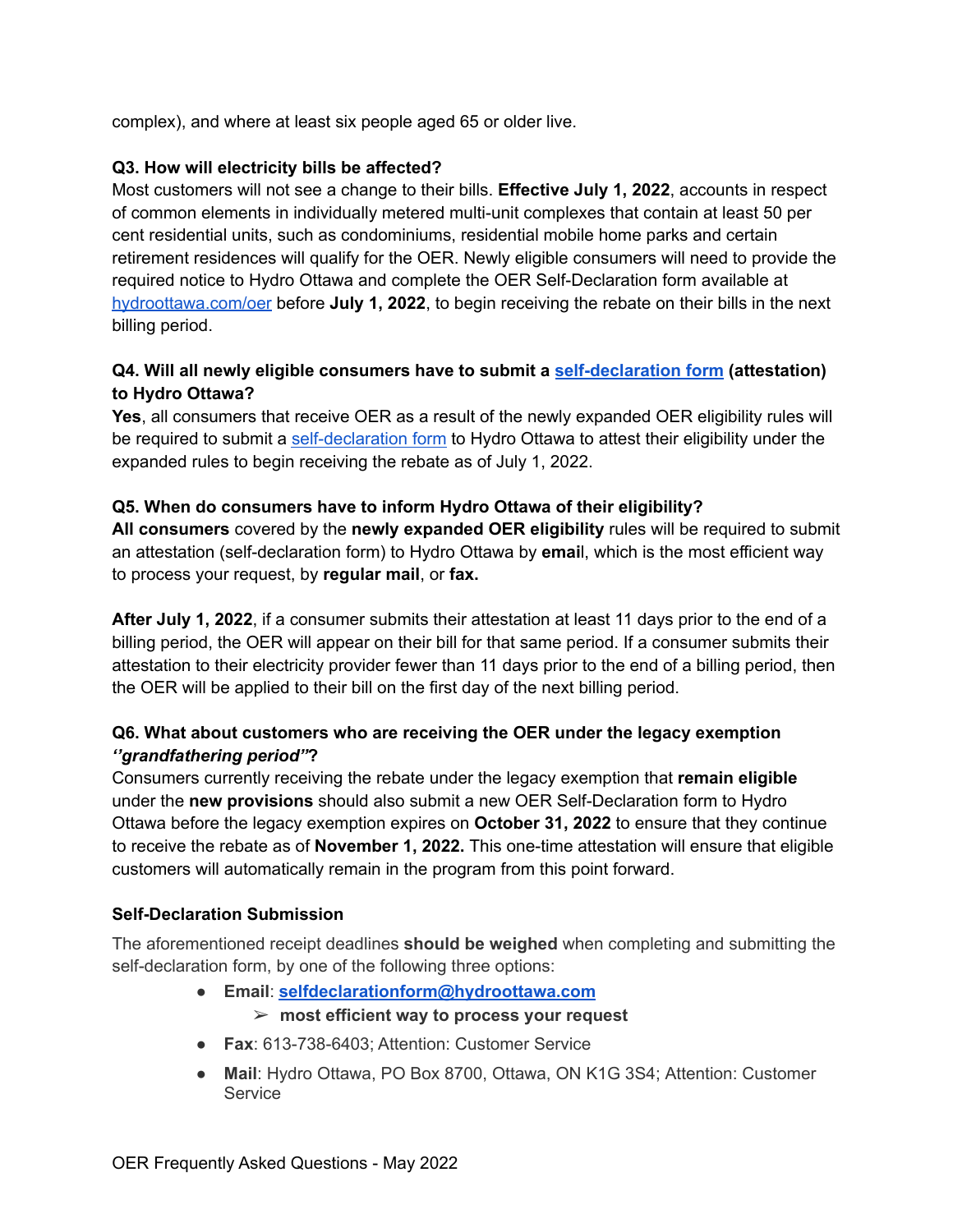complex), and where at least six people aged 65 or older live.

**Q3. How will electricity bills be affected?**

Most customers will not see a change to their bills. **Effective July 1, 2022**, accounts in respect of common elements in individually metered multi-unit complexes that contain at least 50 per cent residential units, such as condominiums, residential mobile home parks and certain retirement residences will qualify for the OER. Newly eligible consumers will need to provide the required notice to Hydro Ottawa and complete the OER Self-Declaration form available at hydroottawa.com/oer before **July 1, 2022**, to begin receiving the rebate on their bills in the next billing period.

**Q4. Will all newly eligible consumers have to submit a self-declaration form (attestation) to Hydro Ottawa?**

**Yes**, all consumers that receive OER as a result of the newly expanded OER eligibility rules will be required to submit a self-declaration form to Hydro Ottawa to attest their eligibility under the expanded rules to begin receiving the rebate as of July 1, 2022.

**Q5. When do consumers have to inform Hydro Ottawa of their eligibility?**

**All consumers** covered by the **newly expanded OER eligibility** rules will be required to submit an attestation (self-declaration form) to Hydro Ottawa by **email**, which is the most efficient way to process your request, by **regular mail**, or **fax.**

**After July 1, 2022**, if a consumer submits their attestation at least 11 days prior to the end of a billing period, the OER will appear on their bill for that same period. If a consumer submits their attestation to their electricity provider fewer than 11 days prior to the end of a billing period, then the OER will be applied to their bill on the first day of the next billing period.

**Q6. What about customers who are receiving the OER under the legacy exemption *''grandfathering period''*?**

Consumers currently receiving the rebate under the legacy exemption that **remain eligible** under the **new provisions** should also submit a new OER Self-Declaration form to Hydro Ottawa before the legacy exemption expires on **October 31, 2022** to ensure that they continue to receive the rebate as of **November 1, 2022.** This one-time attestation will ensure that eligible customers will automatically remain in the program from this point forward.

**Self-Declaration Submission**

The aforementioned receipt deadlines **should be weighed** when completing and submitting the self-declaration form, by one of the following three options:

- **Email**: **selfdeclarationform@hydroottawa.com**
  - **most efficient way to process your request**
- **Fax**: 613-738-6403; Attention: Customer Service
- **Mail**: Hydro Ottawa, PO Box 8700, Ottawa, ON K1G 3S4; Attention: Customer Service